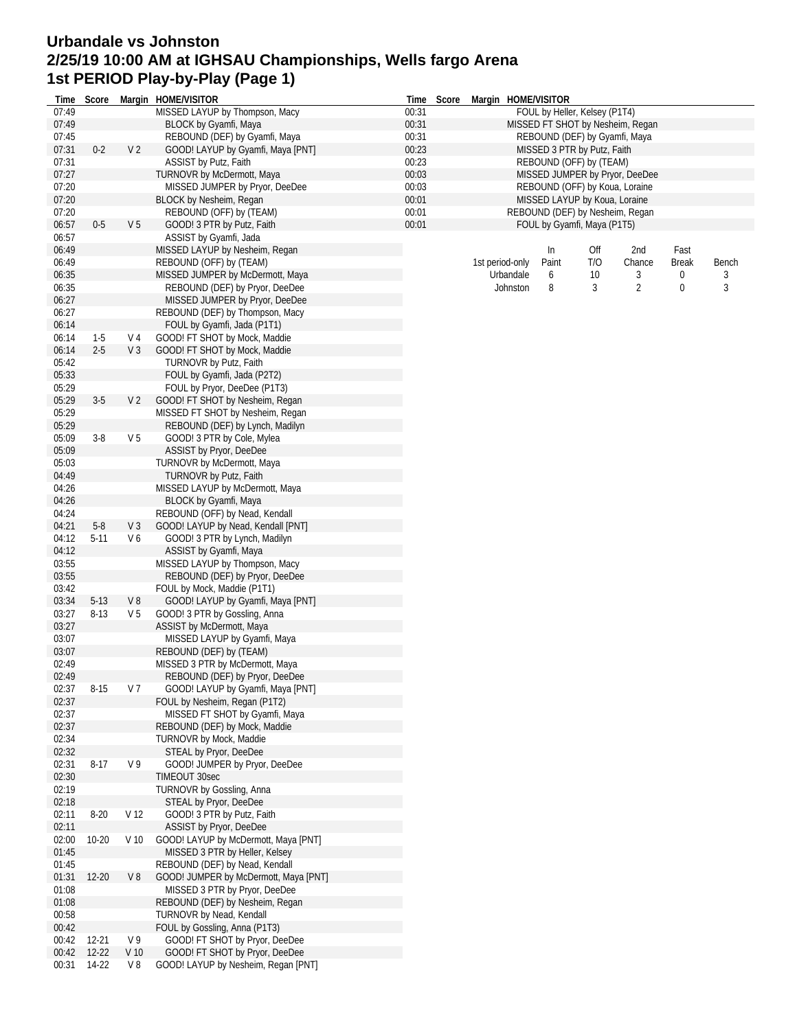# Urbandale vs Johnston
## 2/25/19 10:00 AM at IGHSAU Championships, Wells fargo Arena
## 1st PERIOD Play-by-Play (Page 1)

| Time | Score | Margin | HOME/VISITOR |
|---|---|---|---|
| 07:49 | | | MISSED LAYUP by Thompson, Macy |
| 07:49 | | | BLOCK by Gyamfi, Maya |
| 07:45 | | | REBOUND (DEF) by Gyamfi, Maya |
| 07:31 | 0-2 | V 2 | GOOD! LAYUP by Gyamfi, Maya [PNT] |
| 07:31 | | | ASSIST by Putz, Faith |
| 07:27 | | | TURNOVR by McDermott, Maya |
| 07:20 | | | MISSED JUMPER by Pryor, DeeDee |
| 07:20 | | | BLOCK by Nesheim, Regan |
| 07:20 | | | REBOUND (OFF) by (TEAM) |
| 06:57 | 0-5 | V 5 | GOOD! 3 PTR by Putz, Faith |
| 06:57 | | | ASSIST by Gyamfi, Jada |
| 06:49 | | | MISSED LAYUP by Nesheim, Regan |
| 06:49 | | | REBOUND (OFF) by (TEAM) |
| 06:35 | | | MISSED JUMPER by McDermott, Maya |
| 06:35 | | | REBOUND (DEF) by Pryor, DeeDee |
| 06:27 | | | MISSED JUMPER by Pryor, DeeDee |
| 06:27 | | | REBOUND (DEF) by Thompson, Macy |
| 06:14 | | | FOUL by Gyamfi, Jada (P1T1) |
| 06:14 | 1-5 | V 4 | GOOD! FT SHOT by Mock, Maddie |
| 06:14 | 2-5 | V 3 | GOOD! FT SHOT by Mock, Maddie |
| 05:42 | | | TURNOVR by Putz, Faith |
| 05:33 | | | FOUL by Gyamfi, Jada (P2T2) |
| 05:29 | | | FOUL by Pryor, DeeDee (P1T3) |
| 05:29 | 3-5 | V 2 | GOOD! FT SHOT by Nesheim, Regan |
| 05:29 | | | MISSED FT SHOT by Nesheim, Regan |
| 05:29 | | | REBOUND (DEF) by Lynch, Madilyn |
| 05:09 | 3-8 | V 5 | GOOD! 3 PTR by Cole, Mylea |
| 05:09 | | | ASSIST by Pryor, DeeDee |
| 05:03 | | | TURNOVR by McDermott, Maya |
| 04:49 | | | TURNOVR by Putz, Faith |
| 04:26 | | | MISSED LAYUP by McDermott, Maya |
| 04:26 | | | BLOCK by Gyamfi, Maya |
| 04:24 | | | REBOUND (OFF) by Nead, Kendall |
| 04:21 | 5-8 | V 3 | GOOD! LAYUP by Nead, Kendall [PNT] |
| 04:12 | 5-11 | V 6 | GOOD! 3 PTR by Lynch, Madilyn |
| 04:12 | | | ASSIST by Gyamfi, Maya |
| 03:55 | | | MISSED LAYUP by Thompson, Macy |
| 03:55 | | | REBOUND (DEF) by Pryor, DeeDee |
| 03:42 | | | FOUL by Mock, Maddie (P1T1) |
| 03:34 | 5-13 | V 8 | GOOD! LAYUP by Gyamfi, Maya [PNT] |
| 03:27 | 8-13 | V 5 | GOOD! 3 PTR by Gossling, Anna |
| 03:27 | | | ASSIST by McDermott, Maya |
| 03:07 | | | MISSED LAYUP by Gyamfi, Maya |
| 03:07 | | | REBOUND (DEF) by (TEAM) |
| 02:49 | | | MISSED 3 PTR by McDermott, Maya |
| 02:49 | | | REBOUND (DEF) by Pryor, DeeDee |
| 02:37 | 8-15 | V 7 | GOOD! LAYUP by Gyamfi, Maya [PNT] |
| 02:37 | | | FOUL by Nesheim, Regan (P1T2) |
| 02:37 | | | MISSED FT SHOT by Gyamfi, Maya |
| 02:37 | | | REBOUND (DEF) by Mock, Maddie |
| 02:34 | | | TURNOVR by Mock, Maddie |
| 02:32 | | | STEAL by Pryor, DeeDee |
| 02:31 | 8-17 | V 9 | GOOD! JUMPER by Pryor, DeeDee |
| 02:30 | | | TIMEOUT 30sec |
| 02:19 | | | TURNOVR by Gossling, Anna |
| 02:18 | | | STEAL by Pryor, DeeDee |
| 02:11 | 8-20 | V 12 | GOOD! 3 PTR by Putz, Faith |
| 02:11 | | | ASSIST by Pryor, DeeDee |
| 02:00 | 10-20 | V 10 | GOOD! LAYUP by McDermott, Maya [PNT] |
| 01:45 | | | MISSED 3 PTR by Heller, Kelsey |
| 01:45 | | | REBOUND (DEF) by Nead, Kendall |
| 01:31 | 12-20 | V 8 | GOOD! JUMPER by McDermott, Maya [PNT] |
| 01:08 | | | MISSED 3 PTR by Pryor, DeeDee |
| 01:08 | | | REBOUND (DEF) by Nesheim, Regan |
| 00:58 | | | TURNOVR by Nead, Kendall |
| 00:42 | | | FOUL by Gossling, Anna (P1T3) |
| 00:42 | 12-21 | V 9 | GOOD! FT SHOT by Pryor, DeeDee |
| 00:42 | 12-22 | V 10 | GOOD! FT SHOT by Pryor, DeeDee |
| 00:31 | 14-22 | V 8 | GOOD! LAYUP by Nesheim, Regan [PNT] |
| 00:31 | | | FOUL by Heller, Kelsey (P1T4) |
| 00:31 | | | MISSED FT SHOT by Nesheim, Regan |
| 00:31 | | | REBOUND (DEF) by Gyamfi, Maya |
| 00:23 | | | MISSED 3 PTR by Putz, Faith |
| 00:23 | | | REBOUND (OFF) by (TEAM) |
| 00:03 | | | MISSED JUMPER by Pryor, DeeDee |
| 00:03 | | | REBOUND (OFF) by Koua, Loraine |
| 00:01 | | | MISSED LAYUP by Koua, Loraine |
| 00:01 | | | REBOUND (DEF) by Nesheim, Regan |
| 00:01 | | | FOUL by Gyamfi, Maya (P1T5) |

| 1st period-only | In Paint | Off T/O | 2nd Chance | Fast Break | Bench |
|---|---|---|---|---|---|
| Urbandale | 6 | 10 | 3 | 0 | 3 |
| Johnston | 8 | 3 | 2 | 0 | 3 |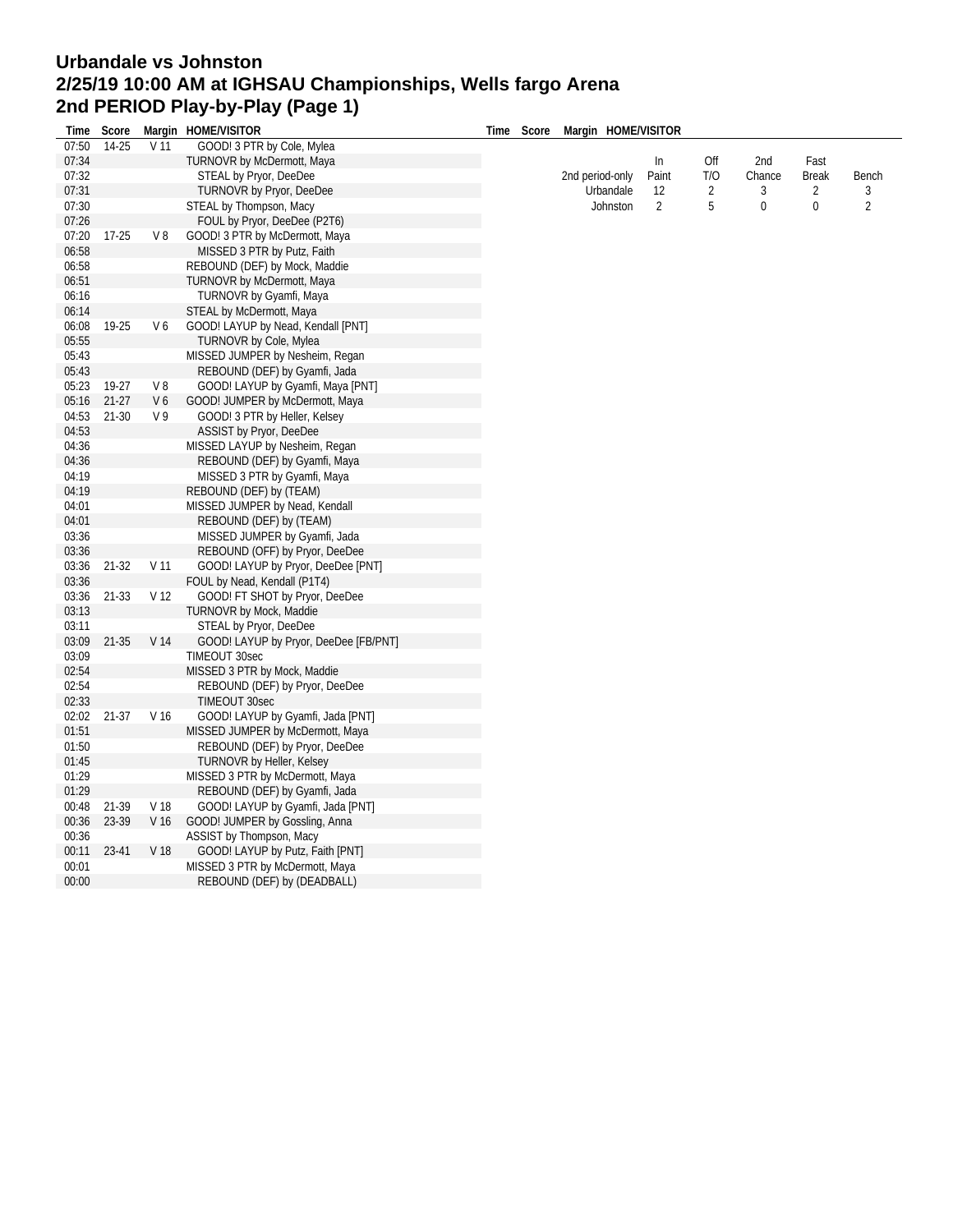# Urbandale vs Johnston
# 2/25/19 10:00 AM at IGHSAU Championships, Wells fargo Arena
# 2nd PERIOD Play-by-Play (Page 1)

| Time | Score | Margin | HOME/VISITOR |
|---|---|---|---|
| 07:50 | 14-25 | V 11 | GOOD! 3 PTR by Cole, Mylea |
| 07:34 | | | TURNOVR by McDermott, Maya |
| 07:32 | | | STEAL by Pryor, DeeDee |
| 07:31 | | | TURNOVR by Pryor, DeeDee |
| 07:30 | | | STEAL by Thompson, Macy |
| 07:26 | | | FOUL by Pryor, DeeDee (P2T6) |
| 07:20 | 17-25 | V 8 | GOOD! 3 PTR by McDermott, Maya |
| 06:58 | | | MISSED 3 PTR by Putz, Faith |
| 06:58 | | | REBOUND (DEF) by Mock, Maddie |
| 06:51 | | | TURNOVR by McDermott, Maya |
| 06:16 | | | TURNOVR by Gyamfi, Maya |
| 06:14 | | | STEAL by McDermott, Maya |
| 06:08 | 19-25 | V 6 | GOOD! LAYUP by Nead, Kendall [PNT] |
| 05:55 | | | TURNOVR by Cole, Mylea |
| 05:43 | | | MISSED JUMPER by Nesheim, Regan |
| 05:43 | | | REBOUND (DEF) by Gyamfi, Jada |
| 05:23 | 19-27 | V 8 | GOOD! LAYUP by Gyamfi, Maya [PNT] |
| 05:16 | 21-27 | V 6 | GOOD! JUMPER by McDermott, Maya |
| 04:53 | 21-30 | V 9 | GOOD! 3 PTR by Heller, Kelsey |
| 04:53 | | | ASSIST by Pryor, DeeDee |
| 04:36 | | | MISSED LAYUP by Nesheim, Regan |
| 04:36 | | | REBOUND (DEF) by Gyamfi, Maya |
| 04:19 | | | MISSED 3 PTR by Gyamfi, Maya |
| 04:19 | | | REBOUND (DEF) by (TEAM) |
| 04:01 | | | MISSED JUMPER by Nead, Kendall |
| 04:01 | | | REBOUND (DEF) by (TEAM) |
| 03:36 | | | MISSED JUMPER by Gyamfi, Jada |
| 03:36 | | | REBOUND (OFF) by Pryor, DeeDee |
| 03:36 | 21-32 | V 11 | GOOD! LAYUP by Pryor, DeeDee [PNT] |
| 03:36 | | | FOUL by Nead, Kendall (P1T4) |
| 03:36 | 21-33 | V 12 | GOOD! FT SHOT by Pryor, DeeDee |
| 03:13 | | | TURNOVR by Mock, Maddie |
| 03:11 | | | STEAL by Pryor, DeeDee |
| 03:09 | 21-35 | V 14 | GOOD! LAYUP by Pryor, DeeDee [FB/PNT] |
| 03:09 | | | TIMEOUT 30sec |
| 02:54 | | | MISSED 3 PTR by Mock, Maddie |
| 02:54 | | | REBOUND (DEF) by Pryor, DeeDee |
| 02:33 | | | TIMEOUT 30sec |
| 02:02 | 21-37 | V 16 | GOOD! LAYUP by Gyamfi, Jada [PNT] |
| 01:51 | | | MISSED JUMPER by McDermott, Maya |
| 01:50 | | | REBOUND (DEF) by Pryor, DeeDee |
| 01:45 | | | TURNOVR by Heller, Kelsey |
| 01:29 | | | MISSED 3 PTR by McDermott, Maya |
| 01:29 | | | REBOUND (DEF) by Gyamfi, Jada |
| 00:48 | 21-39 | V 18 | GOOD! LAYUP by Gyamfi, Jada [PNT] |
| 00:36 | 23-39 | V 16 | GOOD! JUMPER by Gossling, Anna |
| 00:36 | | | ASSIST by Thompson, Macy |
| 00:11 | 23-41 | V 18 | GOOD! LAYUP by Putz, Faith [PNT] |
| 00:01 | | | MISSED 3 PTR by McDermott, Maya |
| 00:00 | | | REBOUND (DEF) by (DEADBALL) |

| 2nd period-only | In Paint | Off T/O | 2nd Chance | Fast Break | Bench |
|---|---|---|---|---|---|
| Urbandale | 12 | 2 | 3 | 2 | 3 |
| Johnston | 2 | 5 | 0 | 0 | 2 |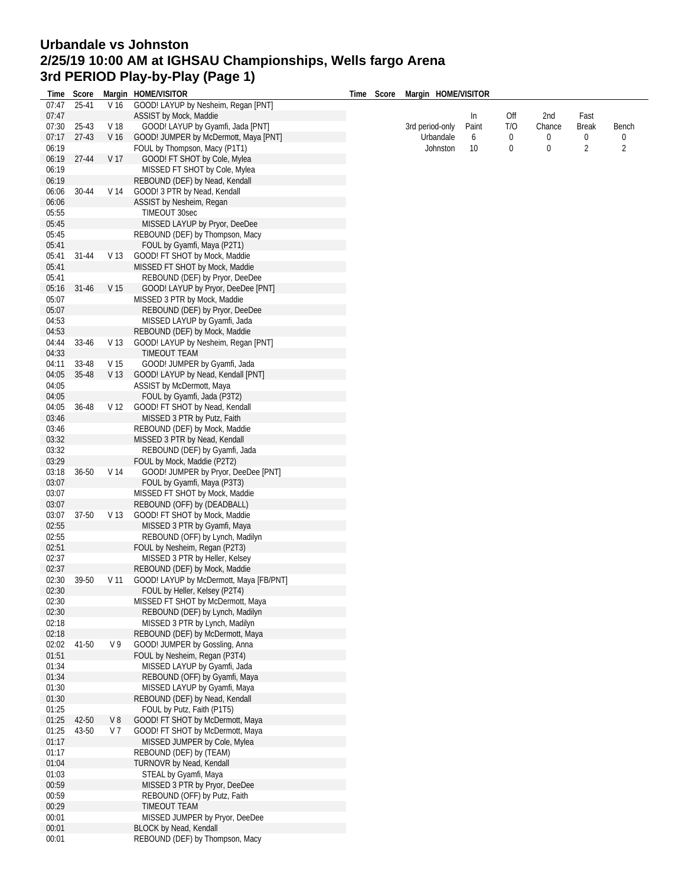# Urbandale vs Johnston
## 2/25/19 10:00 AM at IGHSAU Championships, Wells fargo Arena
## 3rd PERIOD Play-by-Play (Page 1)

| Time | Score | Margin | HOME/VISITOR |
|---|---|---|---|
| 07:47 | 25-41 | V 16 | GOOD! LAYUP by Nesheim, Regan [PNT] |
| 07:47 | | | ASSIST by Mock, Maddie |
| 07:30 | 25-43 | V 18 | GOOD! LAYUP by Gyamfi, Jada [PNT] |
| 07:17 | 27-43 | V 16 | GOOD! JUMPER by McDermott, Maya [PNT] |
| 06:19 | | | FOUL by Thompson, Macy (P1T1) |
| 06:19 | 27-44 | V 17 | GOOD! FT SHOT by Cole, Mylea |
| 06:19 | | | MISSED FT SHOT by Cole, Mylea |
| 06:19 | | | REBOUND (DEF) by Nead, Kendall |
| 06:06 | 30-44 | V 14 | GOOD! 3 PTR by Nead, Kendall |
| 06:06 | | | ASSIST by Nesheim, Regan |
| 05:55 | | | TIMEOUT 30sec |
| 05:45 | | | MISSED LAYUP by Pryor, DeeDee |
| 05:45 | | | REBOUND (DEF) by Thompson, Macy |
| 05:41 | | | FOUL by Gyamfi, Maya (P2T1) |
| 05:41 | 31-44 | V 13 | GOOD! FT SHOT by Mock, Maddie |
| 05:41 | | | MISSED FT SHOT by Mock, Maddie |
| 05:41 | | | REBOUND (DEF) by Pryor, DeeDee |
| 05:16 | 31-46 | V 15 | GOOD! LAYUP by Pryor, DeeDee [PNT] |
| 05:07 | | | MISSED 3 PTR by Mock, Maddie |
| 05:07 | | | REBOUND (DEF) by Pryor, DeeDee |
| 04:53 | | | MISSED LAYUP by Gyamfi, Jada |
| 04:53 | | | REBOUND (DEF) by Mock, Maddie |
| 04:44 | 33-46 | V 13 | GOOD! LAYUP by Nesheim, Regan [PNT] |
| 04:33 | | | TIMEOUT TEAM |
| 04:11 | 33-48 | V 15 | GOOD! JUMPER by Gyamfi, Jada |
| 04:05 | 35-48 | V 13 | GOOD! LAYUP by Nead, Kendall [PNT] |
| 04:05 | | | ASSIST by McDermott, Maya |
| 04:05 | | | FOUL by Gyamfi, Jada (P3T2) |
| 04:05 | 36-48 | V 12 | GOOD! FT SHOT by Nead, Kendall |
| 03:46 | | | MISSED 3 PTR by Putz, Faith |
| 03:46 | | | REBOUND (DEF) by Mock, Maddie |
| 03:32 | | | MISSED 3 PTR by Nead, Kendall |
| 03:32 | | | REBOUND (DEF) by Gyamfi, Jada |
| 03:29 | | | FOUL by Mock, Maddie (P2T2) |
| 03:18 | 36-50 | V 14 | GOOD! JUMPER by Pryor, DeeDee [PNT] |
| 03:07 | | | FOUL by Gyamfi, Maya (P3T3) |
| 03:07 | | | MISSED FT SHOT by Mock, Maddie |
| 03:07 | | | REBOUND (OFF) by (DEADBALL) |
| 03:07 | 37-50 | V 13 | GOOD! FT SHOT by Mock, Maddie |
| 02:55 | | | MISSED 3 PTR by Gyamfi, Maya |
| 02:55 | | | REBOUND (OFF) by Lynch, Madilyn |
| 02:51 | | | FOUL by Nesheim, Regan (P2T3) |
| 02:37 | | | MISSED 3 PTR by Heller, Kelsey |
| 02:37 | | | REBOUND (DEF) by Mock, Maddie |
| 02:30 | 39-50 | V 11 | GOOD! LAYUP by McDermott, Maya [FB/PNT] |
| 02:30 | | | FOUL by Heller, Kelsey (P2T4) |
| 02:30 | | | MISSED FT SHOT by McDermott, Maya |
| 02:30 | | | REBOUND (DEF) by Lynch, Madilyn |
| 02:18 | | | MISSED 3 PTR by Lynch, Madilyn |
| 02:18 | | | REBOUND (DEF) by McDermott, Maya |
| 02:02 | 41-50 | V 9 | GOOD! JUMPER by Gossling, Anna |
| 01:51 | | | FOUL by Nesheim, Regan (P3T4) |
| 01:34 | | | MISSED LAYUP by Gyamfi, Jada |
| 01:34 | | | REBOUND (OFF) by Gyamfi, Maya |
| 01:30 | | | MISSED LAYUP by Gyamfi, Maya |
| 01:30 | | | REBOUND (DEF) by Nead, Kendall |
| 01:25 | | | FOUL by Putz, Faith (P1T5) |
| 01:25 | 42-50 | V 8 | GOOD! FT SHOT by McDermott, Maya |
| 01:25 | 43-50 | V 7 | GOOD! FT SHOT by McDermott, Maya |
| 01:17 | | | MISSED JUMPER by Cole, Mylea |
| 01:17 | | | REBOUND (DEF) by (TEAM) |
| 01:04 | | | TURNOVR by Nead, Kendall |
| 01:03 | | | STEAL by Gyamfi, Maya |
| 00:59 | | | MISSED 3 PTR by Pryor, DeeDee |
| 00:59 | | | REBOUND (OFF) by Putz, Faith |
| 00:29 | | | TIMEOUT TEAM |
| 00:01 | | | MISSED JUMPER by Pryor, DeeDee |
| 00:01 | | | BLOCK by Nead, Kendall |
| 00:01 | | | REBOUND (DEF) by Thompson, Macy |

| 3rd period-only | In Paint | Off T/O | 2nd Chance | Fast Break | Bench |
|---|---|---|---|---|---|
| Urbandale | 6 | 0 | 0 | 0 | 0 |
| Johnston | 10 | 0 | 0 | 2 | 2 |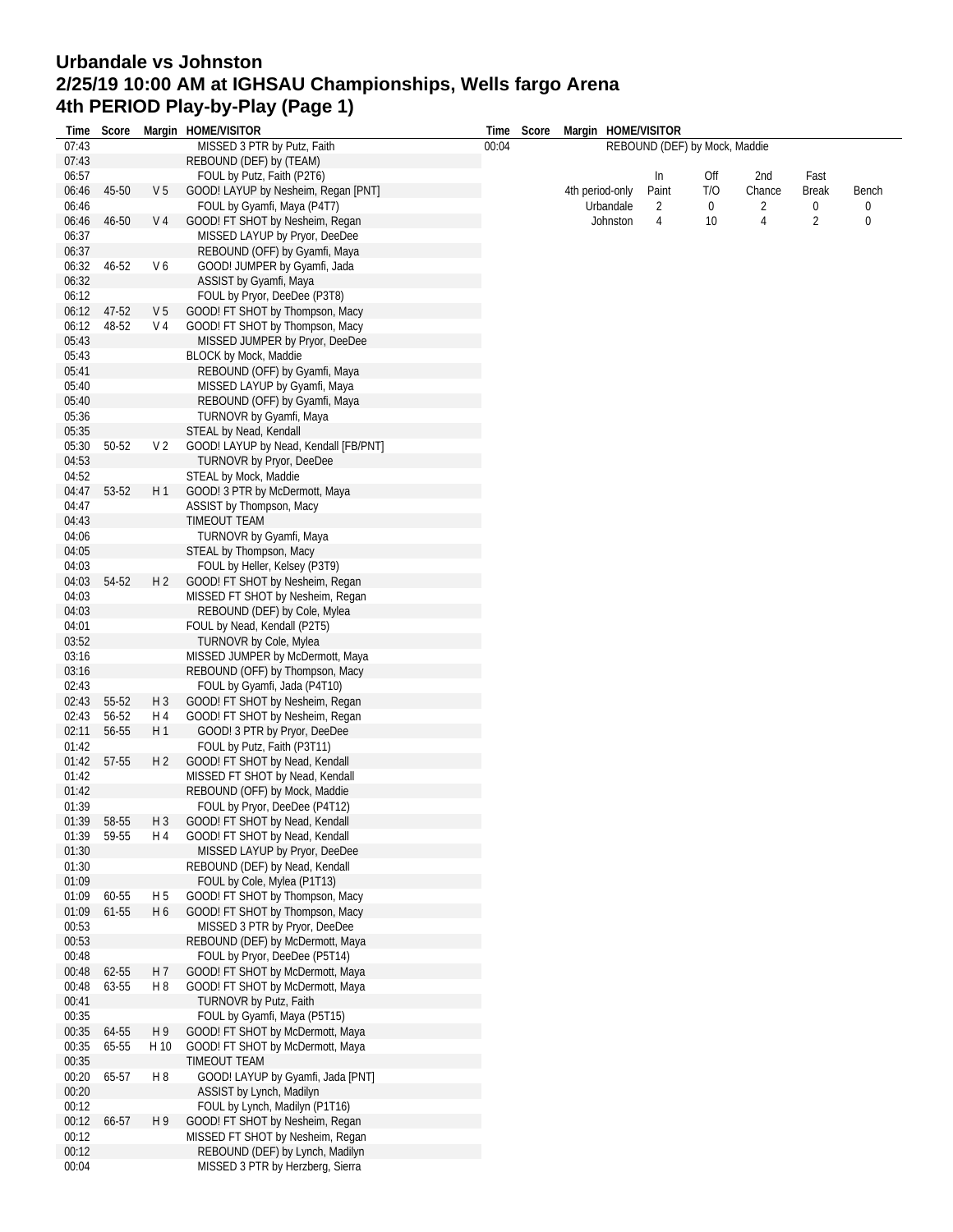# Urbandale vs Johnston
## 2/25/19 10:00 AM at IGHSAU Championships, Wells fargo Arena
## 4th PERIOD Play-by-Play (Page 1)

| Time | Score | Margin | HOME/VISITOR |
|---|---|---|---|
| 07:43 | | | MISSED 3 PTR by Putz, Faith |
| 07:43 | | | REBOUND (DEF) by (TEAM) |
| 06:57 | | | FOUL by Putz, Faith (P2T6) |
| 06:46 | 45-50 | V 5 | GOOD! LAYUP by Nesheim, Regan [PNT] |
| 06:46 | | | FOUL by Gyamfi, Maya (P4T7) |
| 06:46 | 46-50 | V 4 | GOOD! FT SHOT by Nesheim, Regan |
| 06:37 | | | MISSED LAYUP by Pryor, DeeDee |
| 06:37 | | | REBOUND (OFF) by Gyamfi, Maya |
| 06:32 | 46-52 | V 6 | GOOD! JUMPER by Gyamfi, Jada |
| 06:32 | | | ASSIST by Gyamfi, Maya |
| 06:12 | | | FOUL by Pryor, DeeDee (P3T8) |
| 06:12 | 47-52 | V 5 | GOOD! FT SHOT by Thompson, Macy |
| 06:12 | 48-52 | V 4 | GOOD! FT SHOT by Thompson, Macy |
| 05:43 | | | MISSED JUMPER by Pryor, DeeDee |
| 05:43 | | | BLOCK by Mock, Maddie |
| 05:41 | | | REBOUND (OFF) by Gyamfi, Maya |
| 05:40 | | | MISSED LAYUP by Gyamfi, Maya |
| 05:40 | | | REBOUND (OFF) by Gyamfi, Maya |
| 05:36 | | | TURNOVR by Gyamfi, Maya |
| 05:35 | | | STEAL by Nead, Kendall |
| 05:30 | 50-52 | V 2 | GOOD! LAYUP by Nead, Kendall [FB/PNT] |
| 04:53 | | | TURNOVR by Pryor, DeeDee |
| 04:52 | | | STEAL by Mock, Maddie |
| 04:47 | 53-52 | H 1 | GOOD! 3 PTR by McDermott, Maya |
| 04:47 | | | ASSIST by Thompson, Macy |
| 04:43 | | | TIMEOUT TEAM |
| 04:06 | | | TURNOVR by Gyamfi, Maya |
| 04:05 | | | STEAL by Thompson, Macy |
| 04:03 | | | FOUL by Heller, Kelsey (P3T9) |
| 04:03 | 54-52 | H 2 | GOOD! FT SHOT by Nesheim, Regan |
| 04:03 | | | MISSED FT SHOT by Nesheim, Regan |
| 04:03 | | | REBOUND (DEF) by Cole, Mylea |
| 04:01 | | | FOUL by Nead, Kendall (P2T5) |
| 03:52 | | | TURNOVR by Cole, Mylea |
| 03:16 | | | MISSED JUMPER by McDermott, Maya |
| 03:16 | | | REBOUND (OFF) by Thompson, Macy |
| 02:43 | | | FOUL by Gyamfi, Jada (P4T10) |
| 02:43 | 55-52 | H 3 | GOOD! FT SHOT by Nesheim, Regan |
| 02:43 | 56-52 | H 4 | GOOD! FT SHOT by Nesheim, Regan |
| 02:11 | 56-55 | H 1 | GOOD! 3 PTR by Pryor, DeeDee |
| 01:42 | | | FOUL by Putz, Faith (P3T11) |
| 01:42 | 57-55 | H 2 | GOOD! FT SHOT by Nead, Kendall |
| 01:42 | | | MISSED FT SHOT by Nead, Kendall |
| 01:42 | | | REBOUND (OFF) by Mock, Maddie |
| 01:39 | | | FOUL by Pryor, DeeDee (P4T12) |
| 01:39 | 58-55 | H 3 | GOOD! FT SHOT by Nead, Kendall |
| 01:39 | 59-55 | H 4 | GOOD! FT SHOT by Nead, Kendall |
| 01:30 | | | MISSED LAYUP by Pryor, DeeDee |
| 01:30 | | | REBOUND (DEF) by Nead, Kendall |
| 01:09 | | | FOUL by Cole, Mylea (P1T13) |
| 01:09 | 60-55 | H 5 | GOOD! FT SHOT by Thompson, Macy |
| 01:09 | 61-55 | H 6 | GOOD! FT SHOT by Thompson, Macy |
| 00:53 | | | MISSED 3 PTR by Pryor, DeeDee |
| 00:53 | | | REBOUND (DEF) by McDermott, Maya |
| 00:48 | | | FOUL by Pryor, DeeDee (P5T14) |
| 00:48 | 62-55 | H 7 | GOOD! FT SHOT by McDermott, Maya |
| 00:48 | 63-55 | H 8 | GOOD! FT SHOT by McDermott, Maya |
| 00:41 | | | TURNOVR by Putz, Faith |
| 00:35 | | | FOUL by Gyamfi, Maya (P5T15) |
| 00:35 | 64-55 | H 9 | GOOD! FT SHOT by McDermott, Maya |
| 00:35 | 65-55 | H 10 | GOOD! FT SHOT by McDermott, Maya |
| 00:35 | | | TIMEOUT TEAM |
| 00:20 | 65-57 | H 8 | GOOD! LAYUP by Gyamfi, Jada [PNT] |
| 00:20 | | | ASSIST by Lynch, Madilyn |
| 00:12 | | | FOUL by Lynch, Madilyn (P1T16) |
| 00:12 | 66-57 | H 9 | GOOD! FT SHOT by Nesheim, Regan |
| 00:12 | | | MISSED FT SHOT by Nesheim, Regan |
| 00:12 | | | REBOUND (DEF) by Lynch, Madilyn |
| 00:04 | | | MISSED 3 PTR by Herzberg, Sierra |
| 00:04 | | | REBOUND (DEF) by Mock, Maddie |

| 4th period-only | In Paint | Off T/O | 2nd Chance | Fast Break | Bench |
|---|---|---|---|---|---|
| Urbandale | 2 | 0 | 2 | 0 | 0 |
| Johnston | 4 | 10 | 4 | 2 | 0 |